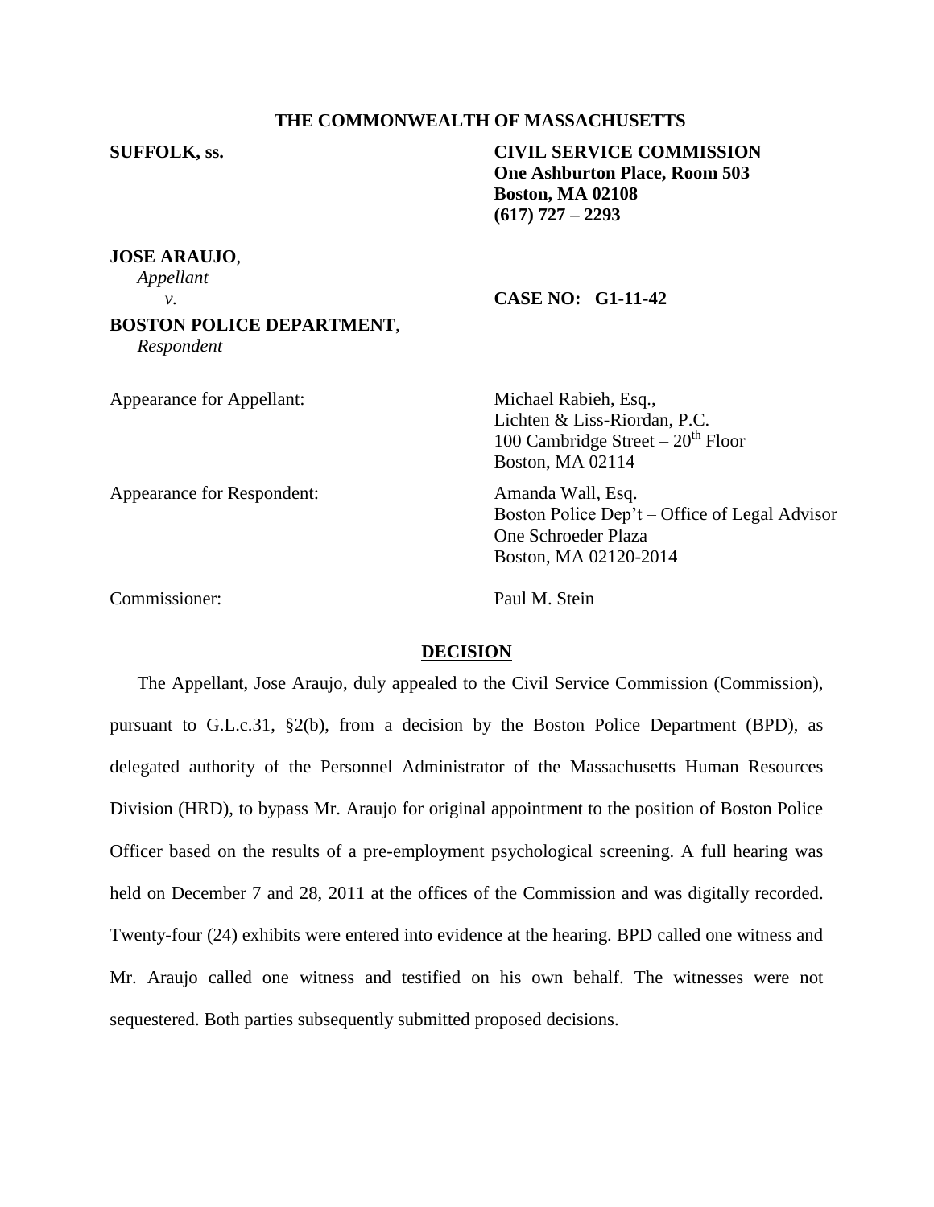**THE COMMONWEALTH OF MASSACHUSETTS**

**SUFFOLK, ss.**

**CIVIL SERVICE COMMISSION**
**One Ashburton Place, Room 503**
**Boston, MA 02108**
**(617) 727 – 2293**

**JOSE ARAUJO**,
*Appellant*

*v.*

**CASE NO: G1-11-42**

**BOSTON POLICE DEPARTMENT**,
*Respondent*

Appearance for Appellant:

Michael Rabieh, Esq.,
Lichten & Liss-Riordan, P.C.
100 Cambridge Street – 20th Floor
Boston, MA 02114

Appearance for Respondent:

Amanda Wall, Esq.
Boston Police Dep't – Office of Legal Advisor
One Schroeder Plaza
Boston, MA 02120-2014

Commissioner:

Paul M. Stein

## DECISION

The Appellant, Jose Araujo, duly appealed to the Civil Service Commission (Commission), pursuant to G.L.c.31, §2(b), from a decision by the Boston Police Department (BPD), as delegated authority of the Personnel Administrator of the Massachusetts Human Resources Division (HRD), to bypass Mr. Araujo for original appointment to the position of Boston Police Officer based on the results of a pre-employment psychological screening. A full hearing was held on December 7 and 28, 2011 at the offices of the Commission and was digitally recorded. Twenty-four (24) exhibits were entered into evidence at the hearing. BPD called one witness and Mr. Araujo called one witness and testified on his own behalf. The witnesses were not sequestered. Both parties subsequently submitted proposed decisions.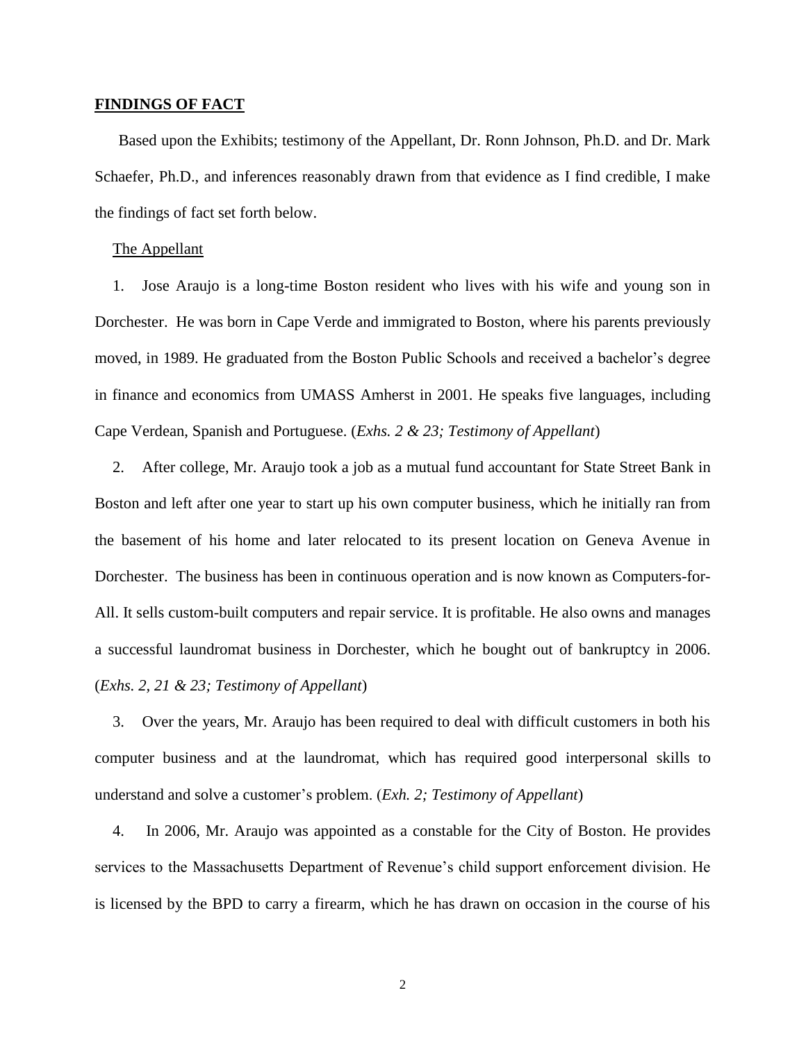**FINDINGS OF FACT**

Based upon the Exhibits; testimony of the Appellant, Dr. Ronn Johnson, Ph.D. and Dr. Mark Schaefer, Ph.D., and inferences reasonably drawn from that evidence as I find credible, I make the findings of fact set forth below.

The Appellant

1. Jose Araujo is a long-time Boston resident who lives with his wife and young son in Dorchester. He was born in Cape Verde and immigrated to Boston, where his parents previously moved, in 1989. He graduated from the Boston Public Schools and received a bachelor's degree in finance and economics from UMASS Amherst in 2001. He speaks five languages, including Cape Verdean, Spanish and Portuguese. (*Exhs. 2 & 23; Testimony of Appellant*)

2. After college, Mr. Araujo took a job as a mutual fund accountant for State Street Bank in Boston and left after one year to start up his own computer business, which he initially ran from the basement of his home and later relocated to its present location on Geneva Avenue in Dorchester. The business has been in continuous operation and is now known as Computers-for-All. It sells custom-built computers and repair service. It is profitable. He also owns and manages a successful laundromat business in Dorchester, which he bought out of bankruptcy in 2006. (*Exhs. 2, 21 & 23; Testimony of Appellant*)

3. Over the years, Mr. Araujo has been required to deal with difficult customers in both his computer business and at the laundromat, which has required good interpersonal skills to understand and solve a customer's problem. (*Exh. 2; Testimony of Appellant*)

4. In 2006, Mr. Araujo was appointed as a constable for the City of Boston. He provides services to the Massachusetts Department of Revenue's child support enforcement division. He is licensed by the BPD to carry a firearm, which he has drawn on occasion in the course of his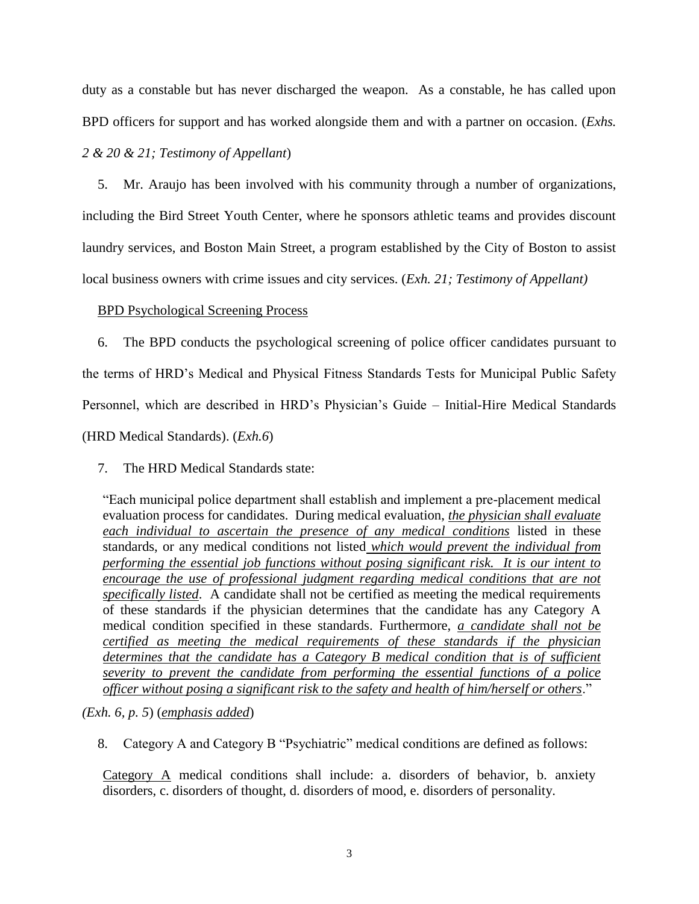duty as a constable but has never discharged the weapon. As a constable, he has called upon BPD officers for support and has worked alongside them and with a partner on occasion. (*Exhs. 2 & 20 & 21; Testimony of Appellant*)

5. Mr. Araujo has been involved with his community through a number of organizations, including the Bird Street Youth Center, where he sponsors athletic teams and provides discount laundry services, and Boston Main Street, a program established by the City of Boston to assist local business owners with crime issues and city services. (*Exh. 21; Testimony of Appellant)*

<u>BPD Psychological Screening Process</u>

6. The BPD conducts the psychological screening of police officer candidates pursuant to the terms of HRD's Medical and Physical Fitness Standards Tests for Municipal Public Safety Personnel, which are described in HRD's Physician's Guide – Initial-Hire Medical Standards (HRD Medical Standards). (*Exh.6*)

7. The HRD Medical Standards state:

> "Each municipal police department shall establish and implement a pre-placement medical evaluation process for candidates. During medical evaluation, <u>*the physician shall evaluate each individual to ascertain the presence of any medical conditions*</u> listed in these standards, or any medical conditions not listed <u>*which would prevent the individual from performing the essential job functions without posing significant risk. It is our intent to encourage the use of professional judgment regarding medical conditions that are not specifically listed*</u>. A candidate shall not be certified as meeting the medical requirements of these standards if the physician determines that the candidate has any Category A medical condition specified in these standards. Furthermore, <u>*a candidate shall not be certified as meeting the medical requirements of these standards if the physician determines that the candidate has a Category B medical condition that is of sufficient severity to prevent the candidate from performing the essential functions of a police officer without posing a significant risk to the safety and health of him/herself or others*</u>."

*(Exh. 6, p. 5*) (<u>*emphasis added*</u>)

8. Category A and Category B "Psychiatric" medical conditions are defined as follows:

> <u>Category A</u> medical conditions shall include: a. disorders of behavior, b. anxiety disorders, c. disorders of thought, d. disorders of mood, e. disorders of personality.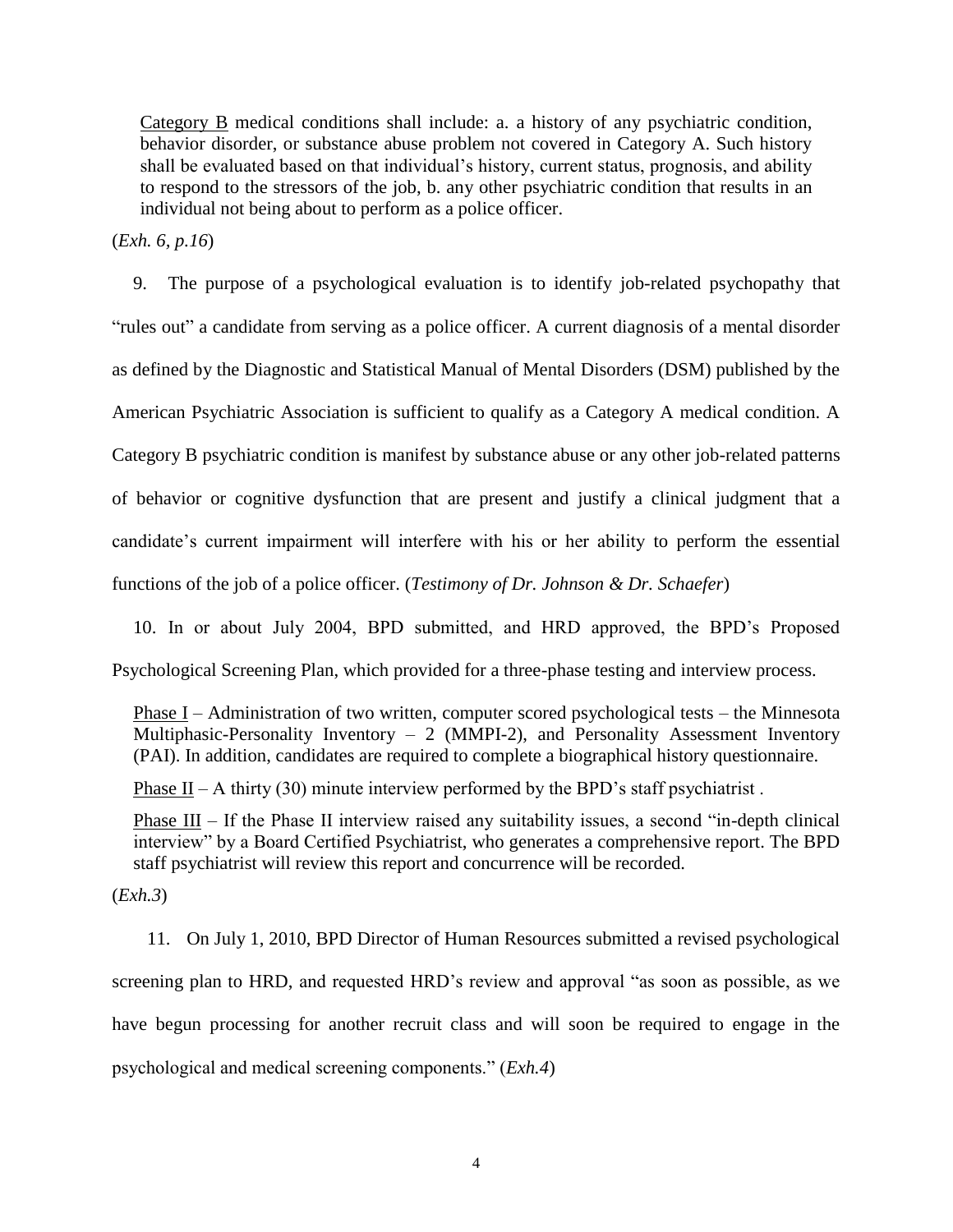Category B medical conditions shall include: a. a history of any psychiatric condition, behavior disorder, or substance abuse problem not covered in Category A. Such history shall be evaluated based on that individual's history, current status, prognosis, and ability to respond to the stressors of the job, b. any other psychiatric condition that results in an individual not being about to perform as a police officer.

(*Exh. 6, p.16*)

9. The purpose of a psychological evaluation is to identify job-related psychopathy that "rules out" a candidate from serving as a police officer. A current diagnosis of a mental disorder as defined by the Diagnostic and Statistical Manual of Mental Disorders (DSM) published by the American Psychiatric Association is sufficient to qualify as a Category A medical condition. A Category B psychiatric condition is manifest by substance abuse or any other job-related patterns of behavior or cognitive dysfunction that are present and justify a clinical judgment that a candidate's current impairment will interfere with his or her ability to perform the essential functions of the job of a police officer. (*Testimony of Dr. Johnson & Dr. Schaefer*)

10. In or about July 2004, BPD submitted, and HRD approved, the BPD's Proposed Psychological Screening Plan, which provided for a three-phase testing and interview process.

Phase I – Administration of two written, computer scored psychological tests – the Minnesota Multiphasic-Personality Inventory – 2 (MMPI-2), and Personality Assessment Inventory (PAI). In addition, candidates are required to complete a biographical history questionnaire.

Phase II – A thirty (30) minute interview performed by the BPD's staff psychiatrist .

Phase III – If the Phase II interview raised any suitability issues, a second "in-depth clinical interview" by a Board Certified Psychiatrist, who generates a comprehensive report. The BPD staff psychiatrist will review this report and concurrence will be recorded.

(*Exh.3*)

11. On July 1, 2010, BPD Director of Human Resources submitted a revised psychological screening plan to HRD, and requested HRD's review and approval "as soon as possible, as we have begun processing for another recruit class and will soon be required to engage in the psychological and medical screening components." (*Exh.4*)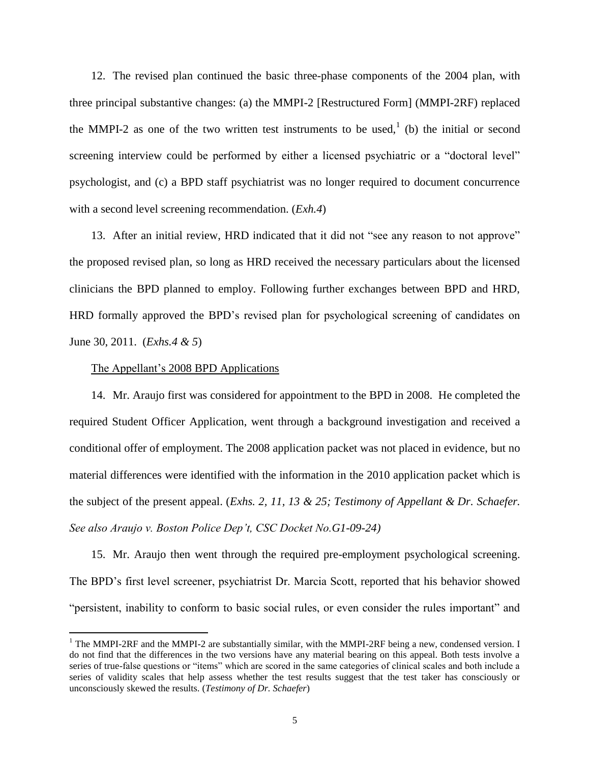12. The revised plan continued the basic three-phase components of the 2004 plan, with three principal substantive changes: (a) the MMPI-2 [Restructured Form] (MMPI-2RF) replaced the MMPI-2 as one of the two written test instruments to be used,[1] (b) the initial or second screening interview could be performed by either a licensed psychiatric or a "doctoral level" psychologist, and (c) a BPD staff psychiatrist was no longer required to document concurrence with a second level screening recommendation. (*Exh.4*)

13. After an initial review, HRD indicated that it did not "see any reason to not approve" the proposed revised plan, so long as HRD received the necessary particulars about the licensed clinicians the BPD planned to employ. Following further exchanges between BPD and HRD, HRD formally approved the BPD's revised plan for psychological screening of candidates on June 30, 2011. (*Exhs.4 & 5*)

<u>The Appellant's 2008 BPD Applications</u>

14. Mr. Araujo first was considered for appointment to the BPD in 2008. He completed the required Student Officer Application, went through a background investigation and received a conditional offer of employment. The 2008 application packet was not placed in evidence, but no material differences were identified with the information in the 2010 application packet which is the subject of the present appeal. (*Exhs. 2, 11, 13 & 25; Testimony of Appellant & Dr. Schaefer. See also Araujo v. Boston Police Dep't, CSC Docket No.G1-09-24)*

15. Mr. Araujo then went through the required pre-employment psychological screening. The BPD's first level screener, psychiatrist Dr. Marcia Scott, reported that his behavior showed "persistent, inability to conform to basic social rules, or even consider the rules important" and

[1] The MMPI-2RF and the MMPI-2 are substantially similar, with the MMPI-2RF being a new, condensed version. I do not find that the differences in the two versions have any material bearing on this appeal. Both tests involve a series of true-false questions or "items" which are scored in the same categories of clinical scales and both include a series of validity scales that help assess whether the test results suggest that the test taker has consciously or unconsciously skewed the results. (*Testimony of Dr. Schaefer*)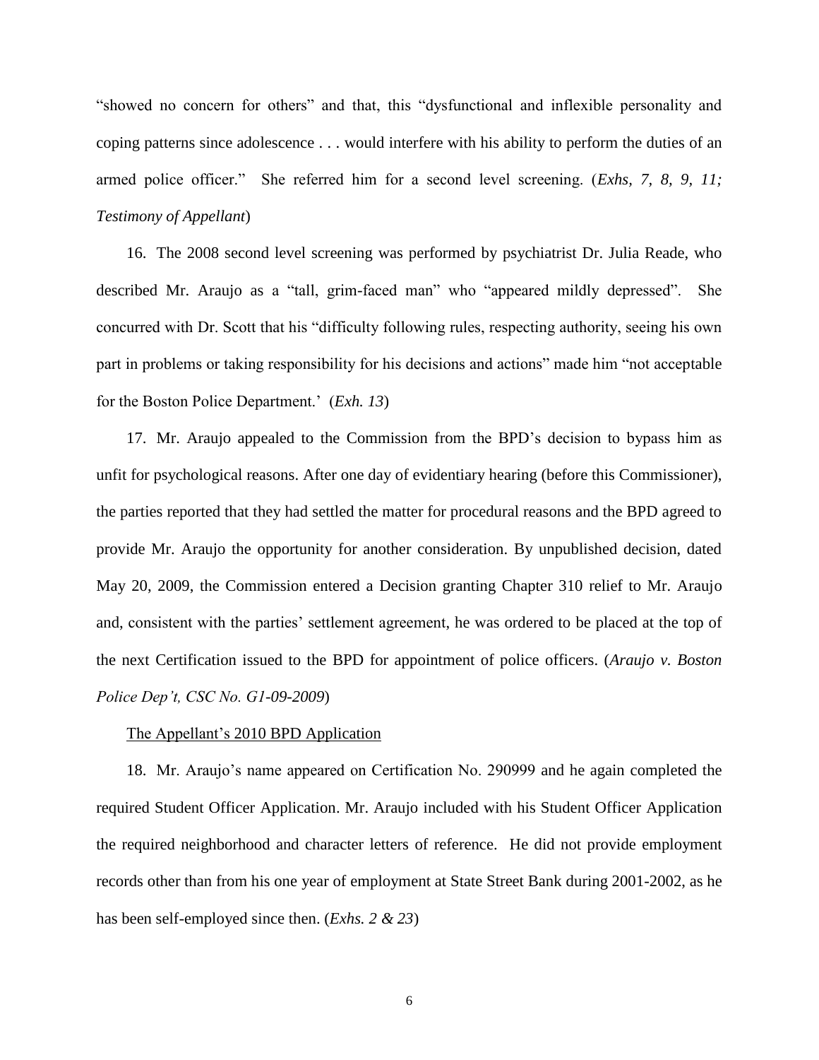"showed no concern for others" and that, this "dysfunctional and inflexible personality and coping patterns since adolescence . . . would interfere with his ability to perform the duties of an armed police officer." She referred him for a second level screening. (*Exhs, 7, 8, 9, 11; Testimony of Appellant*)

16. The 2008 second level screening was performed by psychiatrist Dr. Julia Reade, who described Mr. Araujo as a "tall, grim-faced man" who "appeared mildly depressed". She concurred with Dr. Scott that his "difficulty following rules, respecting authority, seeing his own part in problems or taking responsibility for his decisions and actions" made him "not acceptable for the Boston Police Department.' (*Exh. 13*)

17. Mr. Araujo appealed to the Commission from the BPD's decision to bypass him as unfit for psychological reasons. After one day of evidentiary hearing (before this Commissioner), the parties reported that they had settled the matter for procedural reasons and the BPD agreed to provide Mr. Araujo the opportunity for another consideration. By unpublished decision, dated May 20, 2009, the Commission entered a Decision granting Chapter 310 relief to Mr. Araujo and, consistent with the parties' settlement agreement, he was ordered to be placed at the top of the next Certification issued to the BPD for appointment of police officers. (*Araujo v. Boston Police Dep't, CSC No. G1-09-2009*)

The Appellant's 2010 BPD Application

18. Mr. Araujo's name appeared on Certification No. 290999 and he again completed the required Student Officer Application. Mr. Araujo included with his Student Officer Application the required neighborhood and character letters of reference. He did not provide employment records other than from his one year of employment at State Street Bank during 2001-2002, as he has been self-employed since then. (*Exhs. 2 & 23*)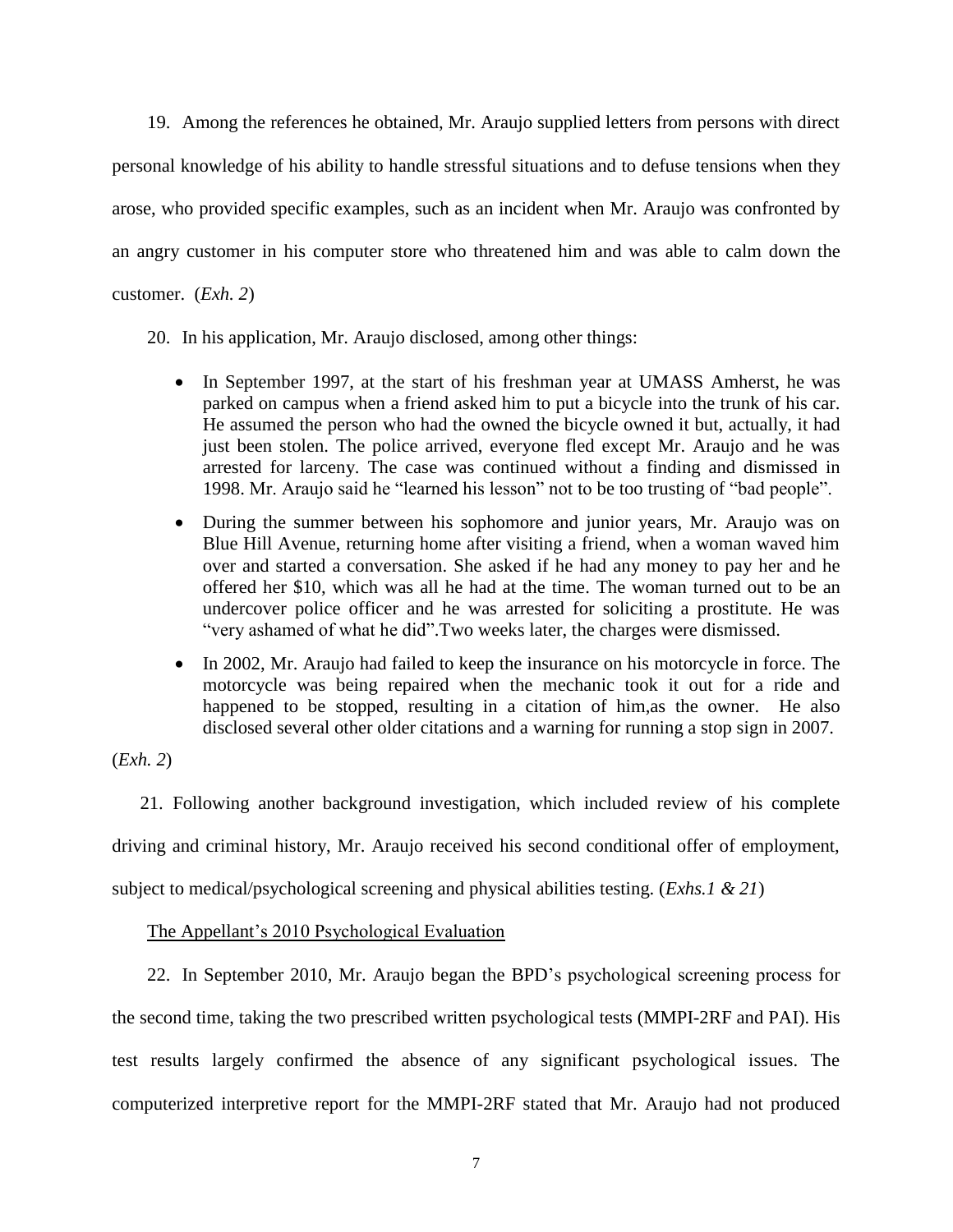19. Among the references he obtained, Mr. Araujo supplied letters from persons with direct personal knowledge of his ability to handle stressful situations and to defuse tensions when they arose, who provided specific examples, such as an incident when Mr. Araujo was confronted by an angry customer in his computer store who threatened him and was able to calm down the customer. (*Exh. 2*)

20. In his application, Mr. Araujo disclosed, among other things:

- In September 1997, at the start of his freshman year at UMASS Amherst, he was parked on campus when a friend asked him to put a bicycle into the trunk of his car. He assumed the person who had the owned the bicycle owned it but, actually, it had just been stolen. The police arrived, everyone fled except Mr. Araujo and he was arrested for larceny. The case was continued without a finding and dismissed in 1998. Mr. Araujo said he "learned his lesson" not to be too trusting of "bad people".
- During the summer between his sophomore and junior years, Mr. Araujo was on Blue Hill Avenue, returning home after visiting a friend, when a woman waved him over and started a conversation. She asked if he had any money to pay her and he offered her $10, which was all he had at the time. The woman turned out to be an undercover police officer and he was arrested for soliciting a prostitute. He was "very ashamed of what he did".Two weeks later, the charges were dismissed.
- In 2002, Mr. Araujo had failed to keep the insurance on his motorcycle in force. The motorcycle was being repaired when the mechanic took it out for a ride and happened to be stopped, resulting in a citation of him,as the owner. He also disclosed several other older citations and a warning for running a stop sign in 2007.

(*Exh. 2*)

21. Following another background investigation, which included review of his complete driving and criminal history, Mr. Araujo received his second conditional offer of employment, subject to medical/psychological screening and physical abilities testing. (*Exhs.1 & 21*)

<u>The Appellant's 2010 Psychological Evaluation</u>

22. In September 2010, Mr. Araujo began the BPD's psychological screening process for the second time, taking the two prescribed written psychological tests (MMPI-2RF and PAI). His test results largely confirmed the absence of any significant psychological issues. The computerized interpretive report for the MMPI-2RF stated that Mr. Araujo had not produced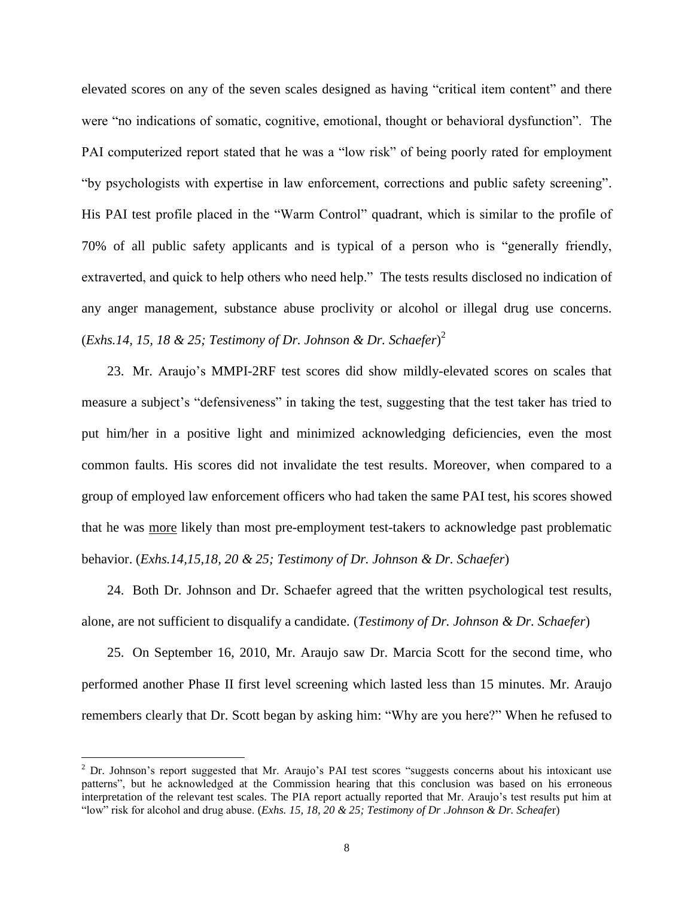elevated scores on any of the seven scales designed as having "critical item content" and there were "no indications of somatic, cognitive, emotional, thought or behavioral dysfunction". The PAI computerized report stated that he was a "low risk" of being poorly rated for employment "by psychologists with expertise in law enforcement, corrections and public safety screening". His PAI test profile placed in the "Warm Control" quadrant, which is similar to the profile of 70% of all public safety applicants and is typical of a person who is "generally friendly, extraverted, and quick to help others who need help." The tests results disclosed no indication of any anger management, substance abuse proclivity or alcohol or illegal drug use concerns. (*Exhs.14, 15, 18 & 25; Testimony of Dr. Johnson & Dr. Schaefer*)[2]

23. Mr. Araujo's MMPI-2RF test scores did show mildly-elevated scores on scales that measure a subject's "defensiveness" in taking the test, suggesting that the test taker has tried to put him/her in a positive light and minimized acknowledging deficiencies, even the most common faults. His scores did not invalidate the test results. Moreover, when compared to a group of employed law enforcement officers who had taken the same PAI test, his scores showed that he was <u>more</u> likely than most pre-employment test-takers to acknowledge past problematic behavior. (*Exhs.14,15,18, 20 & 25; Testimony of Dr. Johnson & Dr. Schaefer*)

24. Both Dr. Johnson and Dr. Schaefer agreed that the written psychological test results, alone, are not sufficient to disqualify a candidate. (*Testimony of Dr. Johnson & Dr. Schaefer*)

25. On September 16, 2010, Mr. Araujo saw Dr. Marcia Scott for the second time, who performed another Phase II first level screening which lasted less than 15 minutes. Mr. Araujo remembers clearly that Dr. Scott began by asking him: "Why are you here?" When he refused to

---

[2] Dr. Johnson's report suggested that Mr. Araujo's PAI test scores "suggests concerns about his intoxicant use patterns", but he acknowledged at the Commission hearing that this conclusion was based on his erroneous interpretation of the relevant test scales. The PIA report actually reported that Mr. Araujo's test results put him at "low" risk for alcohol and drug abuse. (*Exhs. 15, 18, 20 & 25; Testimony of Dr .Johnson & Dr. Scheafer*)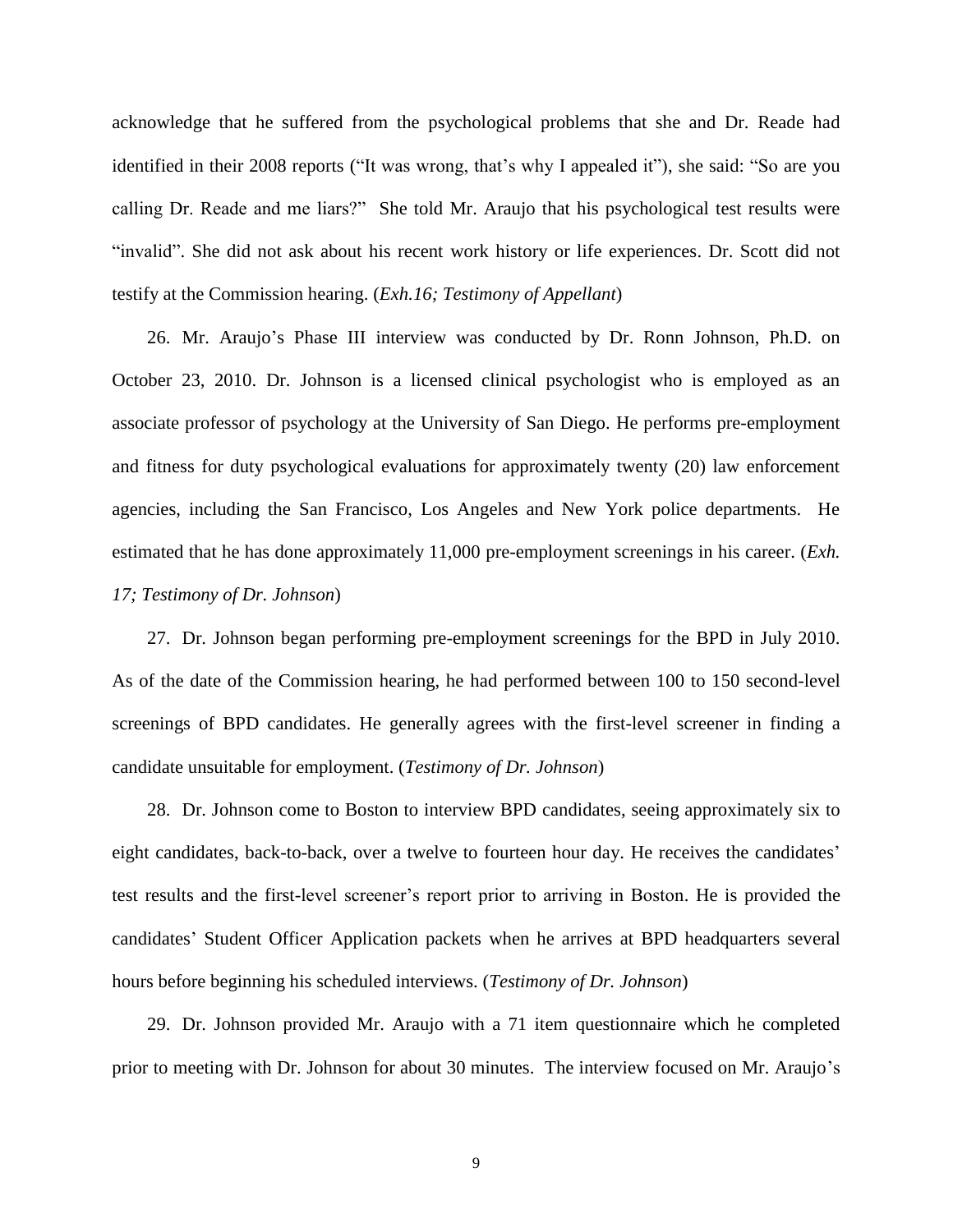acknowledge that he suffered from the psychological problems that she and Dr. Reade had identified in their 2008 reports ("It was wrong, that's why I appealed it"), she said: "So are you calling Dr. Reade and me liars?" She told Mr. Araujo that his psychological test results were "invalid". She did not ask about his recent work history or life experiences. Dr. Scott did not testify at the Commission hearing. (*Exh.16; Testimony of Appellant*)

26. Mr. Araujo's Phase III interview was conducted by Dr. Ronn Johnson, Ph.D. on October 23, 2010. Dr. Johnson is a licensed clinical psychologist who is employed as an associate professor of psychology at the University of San Diego. He performs pre-employment and fitness for duty psychological evaluations for approximately twenty (20) law enforcement agencies, including the San Francisco, Los Angeles and New York police departments. He estimated that he has done approximately 11,000 pre-employment screenings in his career. (*Exh. 17; Testimony of Dr. Johnson*)

27. Dr. Johnson began performing pre-employment screenings for the BPD in July 2010. As of the date of the Commission hearing, he had performed between 100 to 150 second-level screenings of BPD candidates. He generally agrees with the first-level screener in finding a candidate unsuitable for employment. (*Testimony of Dr. Johnson*)

28. Dr. Johnson come to Boston to interview BPD candidates, seeing approximately six to eight candidates, back-to-back, over a twelve to fourteen hour day. He receives the candidates' test results and the first-level screener's report prior to arriving in Boston. He is provided the candidates' Student Officer Application packets when he arrives at BPD headquarters several hours before beginning his scheduled interviews. (*Testimony of Dr. Johnson*)

29. Dr. Johnson provided Mr. Araujo with a 71 item questionnaire which he completed prior to meeting with Dr. Johnson for about 30 minutes. The interview focused on Mr. Araujo's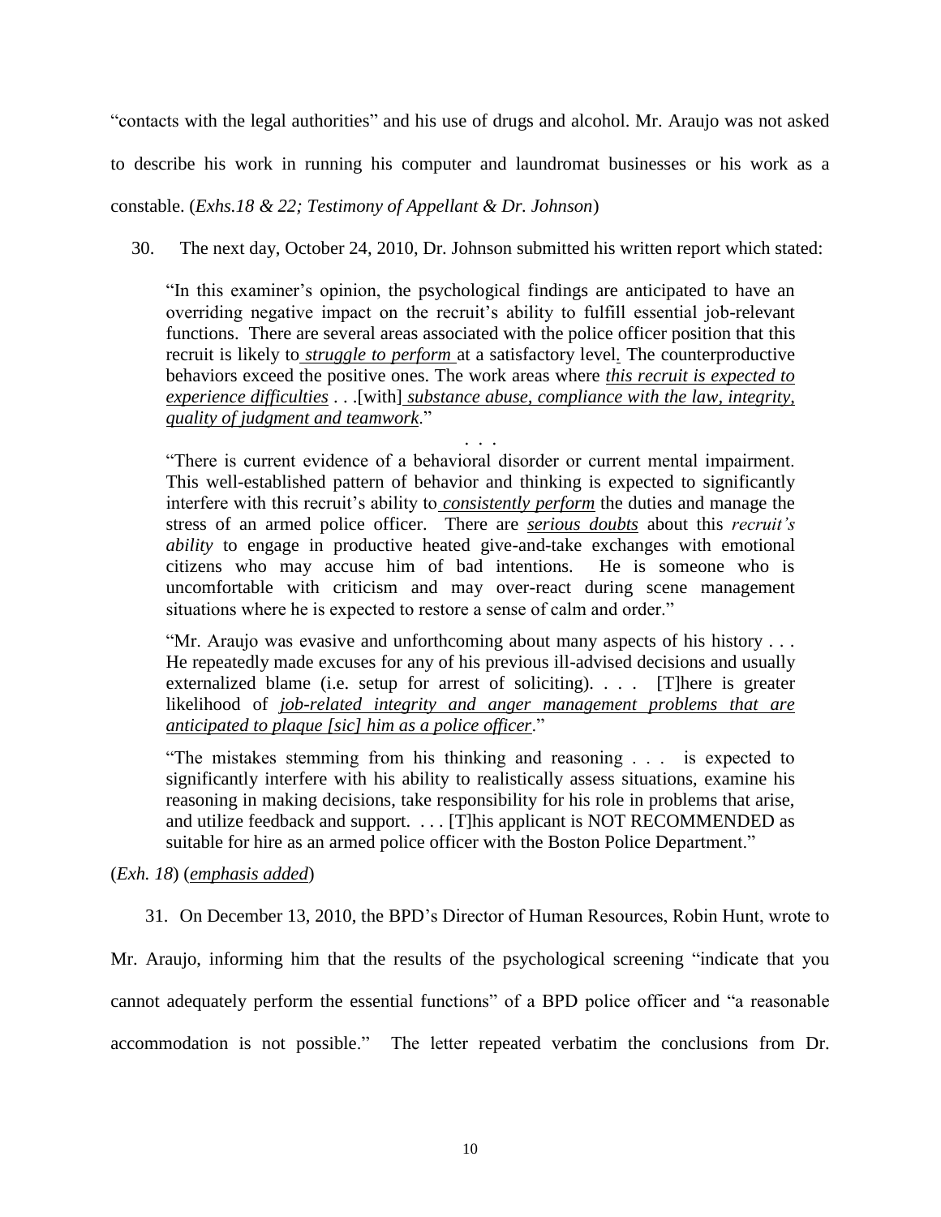"contacts with the legal authorities" and his use of drugs and alcohol. Mr. Araujo was not asked to describe his work in running his computer and laundromat businesses or his work as a constable. (*Exhs.18 & 22; Testimony of Appellant & Dr. Johnson*)

30. The next day, October 24, 2010, Dr. Johnson submitted his written report which stated:

> "In this examiner's opinion, the psychological findings are anticipated to have an overriding negative impact on the recruit's ability to fulfill essential job-relevant functions. There are several areas associated with the police officer position that this recruit is likely to <u>*struggle to perform*</u> at a satisfactory level. The counterproductive behaviors exceed the positive ones. The work areas where <u>*this recruit is expected to experience difficulties*</u> . . .[with] <u>*substance abuse, compliance with the law, integrity, quality of judgment and teamwork*</u>."
>
> . . .
>
> "There is current evidence of a behavioral disorder or current mental impairment. This well-established pattern of behavior and thinking is expected to significantly interfere with this recruit's ability to <u>*consistently perform*</u> the duties and manage the stress of an armed police officer. There are <u>*serious doubts*</u> about this *recruit's ability* to engage in productive heated give-and-take exchanges with emotional citizens who may accuse him of bad intentions. He is someone who is uncomfortable with criticism and may over-react during scene management situations where he is expected to restore a sense of calm and order."
>
> "Mr. Araujo was evasive and unforthcoming about many aspects of his history . . . He repeatedly made excuses for any of his previous ill-advised decisions and usually externalized blame (i.e. setup for arrest of soliciting). . . . [T]here is greater likelihood of <u>*job-related integrity and anger management problems that are anticipated to plaque [sic] him as a police officer*</u>."
>
> "The mistakes stemming from his thinking and reasoning . . . is expected to significantly interfere with his ability to realistically assess situations, examine his reasoning in making decisions, take responsibility for his role in problems that arise, and utilize feedback and support. . . . [T]his applicant is NOT RECOMMENDED as suitable for hire as an armed police officer with the Boston Police Department."

(*Exh. 18*) (<u>*emphasis added*</u>)

31. On December 13, 2010, the BPD's Director of Human Resources, Robin Hunt, wrote to Mr. Araujo, informing him that the results of the psychological screening "indicate that you cannot adequately perform the essential functions" of a BPD police officer and "a reasonable accommodation is not possible." The letter repeated verbatim the conclusions from Dr.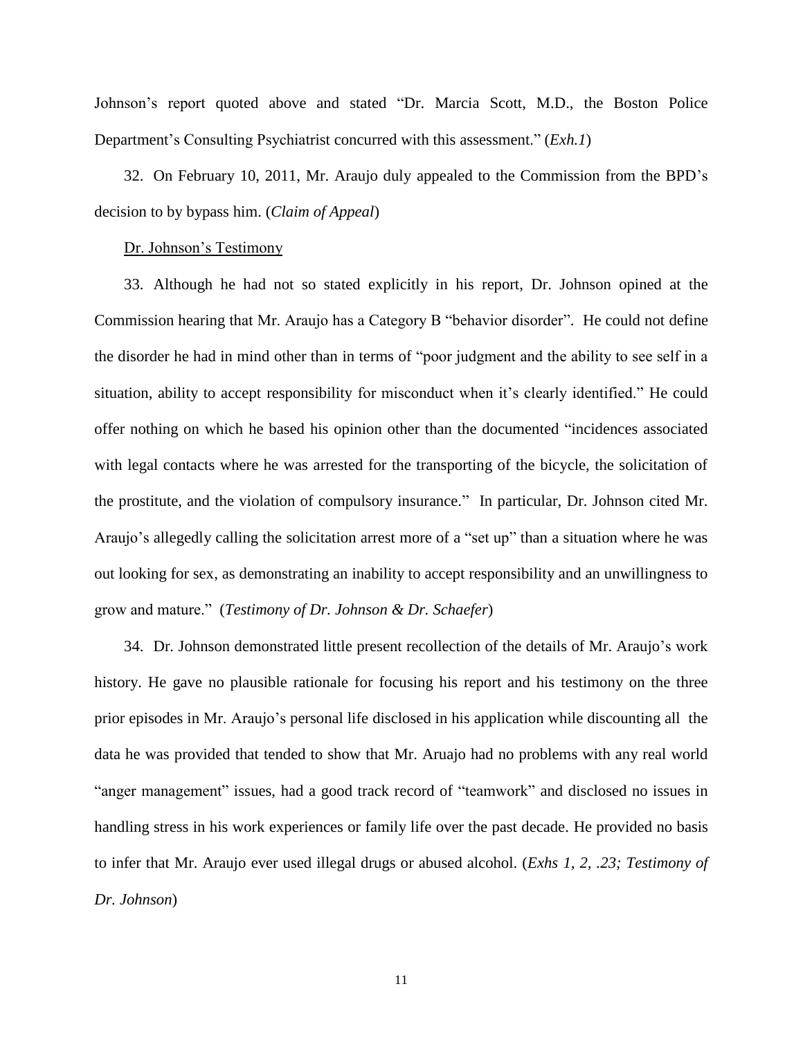Johnson's report quoted above and stated "Dr. Marcia Scott, M.D., the Boston Police Department's Consulting Psychiatrist concurred with this assessment." (*Exh.1*)

32. On February 10, 2011, Mr. Araujo duly appealed to the Commission from the BPD's decision to by bypass him. (*Claim of Appeal*)

Dr. Johnson's Testimony

33. Although he had not so stated explicitly in his report, Dr. Johnson opined at the Commission hearing that Mr. Araujo has a Category B "behavior disorder". He could not define the disorder he had in mind other than in terms of "poor judgment and the ability to see self in a situation, ability to accept responsibility for misconduct when it's clearly identified." He could offer nothing on which he based his opinion other than the documented "incidences associated with legal contacts where he was arrested for the transporting of the bicycle, the solicitation of the prostitute, and the violation of compulsory insurance." In particular, Dr. Johnson cited Mr. Araujo's allegedly calling the solicitation arrest more of a "set up" than a situation where he was out looking for sex, as demonstrating an inability to accept responsibility and an unwillingness to grow and mature." (*Testimony of Dr. Johnson & Dr. Schaefer*)

34. Dr. Johnson demonstrated little present recollection of the details of Mr. Araujo's work history. He gave no plausible rationale for focusing his report and his testimony on the three prior episodes in Mr. Araujo's personal life disclosed in his application while discounting all the data he was provided that tended to show that Mr. Aruajo had no problems with any real world "anger management" issues, had a good track record of "teamwork" and disclosed no issues in handling stress in his work experiences or family life over the past decade. He provided no basis to infer that Mr. Araujo ever used illegal drugs or abused alcohol. (*Exhs 1, 2, .23; Testimony of Dr. Johnson*)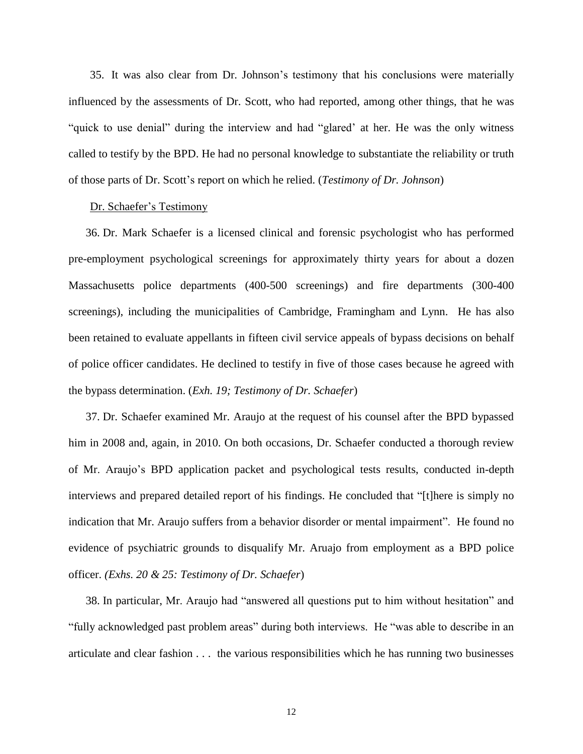35. It was also clear from Dr. Johnson's testimony that his conclusions were materially influenced by the assessments of Dr. Scott, who had reported, among other things, that he was "quick to use denial" during the interview and had "glared' at her. He was the only witness called to testify by the BPD. He had no personal knowledge to substantiate the reliability or truth of those parts of Dr. Scott's report on which he relied. (*Testimony of Dr. Johnson*)

<u>Dr. Schaefer's Testimony</u>

36. Dr. Mark Schaefer is a licensed clinical and forensic psychologist who has performed pre-employment psychological screenings for approximately thirty years for about a dozen Massachusetts police departments (400-500 screenings) and fire departments (300-400 screenings), including the municipalities of Cambridge, Framingham and Lynn. He has also been retained to evaluate appellants in fifteen civil service appeals of bypass decisions on behalf of police officer candidates. He declined to testify in five of those cases because he agreed with the bypass determination. (*Exh. 19; Testimony of Dr. Schaefer*)

37. Dr. Schaefer examined Mr. Araujo at the request of his counsel after the BPD bypassed him in 2008 and, again, in 2010. On both occasions, Dr. Schaefer conducted a thorough review of Mr. Araujo's BPD application packet and psychological tests results, conducted in-depth interviews and prepared detailed report of his findings. He concluded that "[t]here is simply no indication that Mr. Araujo suffers from a behavior disorder or mental impairment". He found no evidence of psychiatric grounds to disqualify Mr. Aruajo from employment as a BPD police officer. *(Exhs. 20 & 25: Testimony of Dr. Schaefer*)

38. In particular, Mr. Araujo had "answered all questions put to him without hesitation" and "fully acknowledged past problem areas" during both interviews. He "was able to describe in an articulate and clear fashion . . . the various responsibilities which he has running two businesses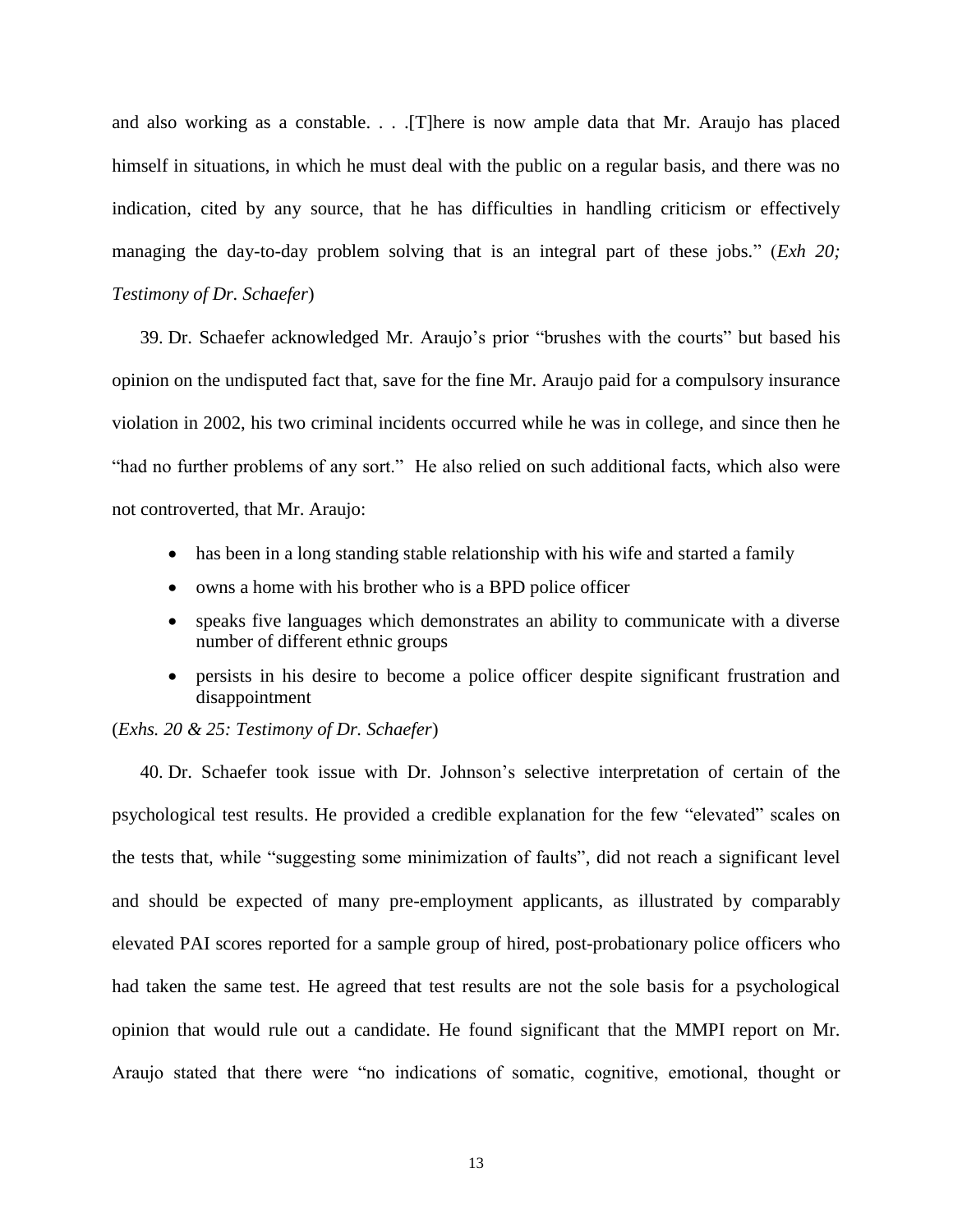and also working as a constable. . . .[T]here is now ample data that Mr. Araujo has placed himself in situations, in which he must deal with the public on a regular basis, and there was no indication, cited by any source, that he has difficulties in handling criticism or effectively managing the day-to-day problem solving that is an integral part of these jobs." (*Exh 20; Testimony of Dr. Schaefer*)

39. Dr. Schaefer acknowledged Mr. Araujo's prior "brushes with the courts" but based his opinion on the undisputed fact that, save for the fine Mr. Araujo paid for a compulsory insurance violation in 2002, his two criminal incidents occurred while he was in college, and since then he "had no further problems of any sort." He also relied on such additional facts, which also were not controverted, that Mr. Araujo:

- has been in a long standing stable relationship with his wife and started a family
- owns a home with his brother who is a BPD police officer
- speaks five languages which demonstrates an ability to communicate with a diverse number of different ethnic groups
- persists in his desire to become a police officer despite significant frustration and disappointment

(*Exhs. 20 & 25: Testimony of Dr. Schaefer*)

40. Dr. Schaefer took issue with Dr. Johnson's selective interpretation of certain of the psychological test results. He provided a credible explanation for the few "elevated" scales on the tests that, while "suggesting some minimization of faults", did not reach a significant level and should be expected of many pre-employment applicants, as illustrated by comparably elevated PAI scores reported for a sample group of hired, post-probationary police officers who had taken the same test. He agreed that test results are not the sole basis for a psychological opinion that would rule out a candidate. He found significant that the MMPI report on Mr. Araujo stated that there were "no indications of somatic, cognitive, emotional, thought or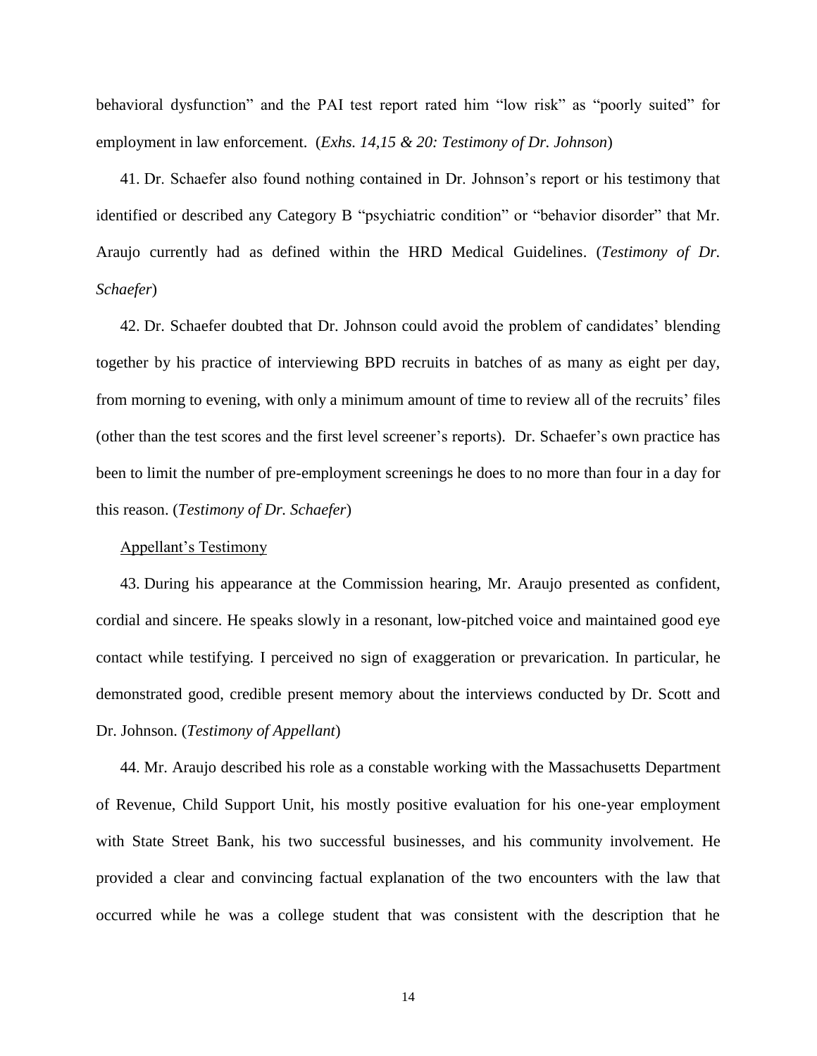behavioral dysfunction" and the PAI test report rated him "low risk" as "poorly suited" for employment in law enforcement. (*Exhs. 14,15 & 20: Testimony of Dr. Johnson*)

41. Dr. Schaefer also found nothing contained in Dr. Johnson's report or his testimony that identified or described any Category B "psychiatric condition" or "behavior disorder" that Mr. Araujo currently had as defined within the HRD Medical Guidelines. (*Testimony of Dr. Schaefer*)

42. Dr. Schaefer doubted that Dr. Johnson could avoid the problem of candidates' blending together by his practice of interviewing BPD recruits in batches of as many as eight per day, from morning to evening, with only a minimum amount of time to review all of the recruits' files (other than the test scores and the first level screener's reports). Dr. Schaefer's own practice has been to limit the number of pre-employment screenings he does to no more than four in a day for this reason. (*Testimony of Dr. Schaefer*)

<u>Appellant's Testimony</u>

43. During his appearance at the Commission hearing, Mr. Araujo presented as confident, cordial and sincere. He speaks slowly in a resonant, low-pitched voice and maintained good eye contact while testifying. I perceived no sign of exaggeration or prevarication. In particular, he demonstrated good, credible present memory about the interviews conducted by Dr. Scott and Dr. Johnson. (*Testimony of Appellant*)

44. Mr. Araujo described his role as a constable working with the Massachusetts Department of Revenue, Child Support Unit, his mostly positive evaluation for his one-year employment with State Street Bank, his two successful businesses, and his community involvement. He provided a clear and convincing factual explanation of the two encounters with the law that occurred while he was a college student that was consistent with the description that he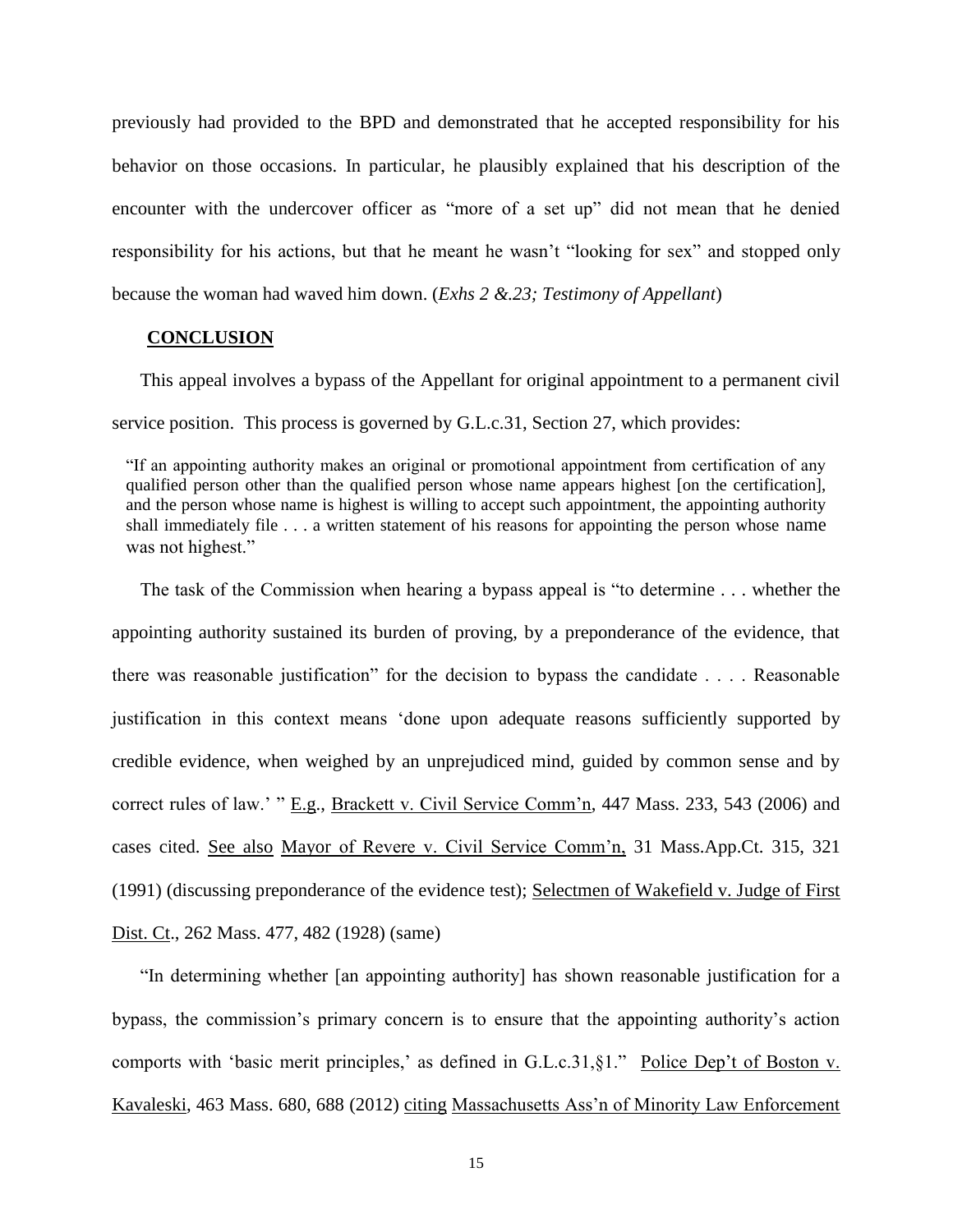previously had provided to the BPD and demonstrated that he accepted responsibility for his behavior on those occasions. In particular, he plausibly explained that his description of the encounter with the undercover officer as "more of a set up" did not mean that he denied responsibility for his actions, but that he meant he wasn't "looking for sex" and stopped only because the woman had waved him down. (*Exhs 2 &.23; Testimony of Appellant*)

## **CONCLUSION**

This appeal involves a bypass of the Appellant for original appointment to a permanent civil service position. This process is governed by G.L.c.31, Section 27, which provides:

> "If an appointing authority makes an original or promotional appointment from certification of any qualified person other than the qualified person whose name appears highest [on the certification], and the person whose name is highest is willing to accept such appointment, the appointing authority shall immediately file . . . a written statement of his reasons for appointing the person whose name was not highest."

The task of the Commission when hearing a bypass appeal is "to determine . . . whether the appointing authority sustained its burden of proving, by a preponderance of the evidence, that there was reasonable justification" for the decision to bypass the candidate . . . . Reasonable justification in this context means 'done upon adequate reasons sufficiently supported by credible evidence, when weighed by an unprejudiced mind, guided by common sense and by correct rules of law.' " E.g., Brackett v. Civil Service Comm'n, 447 Mass. 233, 543 (2006) and cases cited. See also Mayor of Revere v. Civil Service Comm'n, 31 Mass.App.Ct. 315, 321 (1991) (discussing preponderance of the evidence test); Selectmen of Wakefield v. Judge of First Dist. Ct., 262 Mass. 477, 482 (1928) (same)

"In determining whether [an appointing authority] has shown reasonable justification for a bypass, the commission's primary concern is to ensure that the appointing authority's action comports with 'basic merit principles,' as defined in G.L.c.31,§1." Police Dep't of Boston v. Kavaleski, 463 Mass. 680, 688 (2012) citing Massachusetts Ass'n of Minority Law Enforcement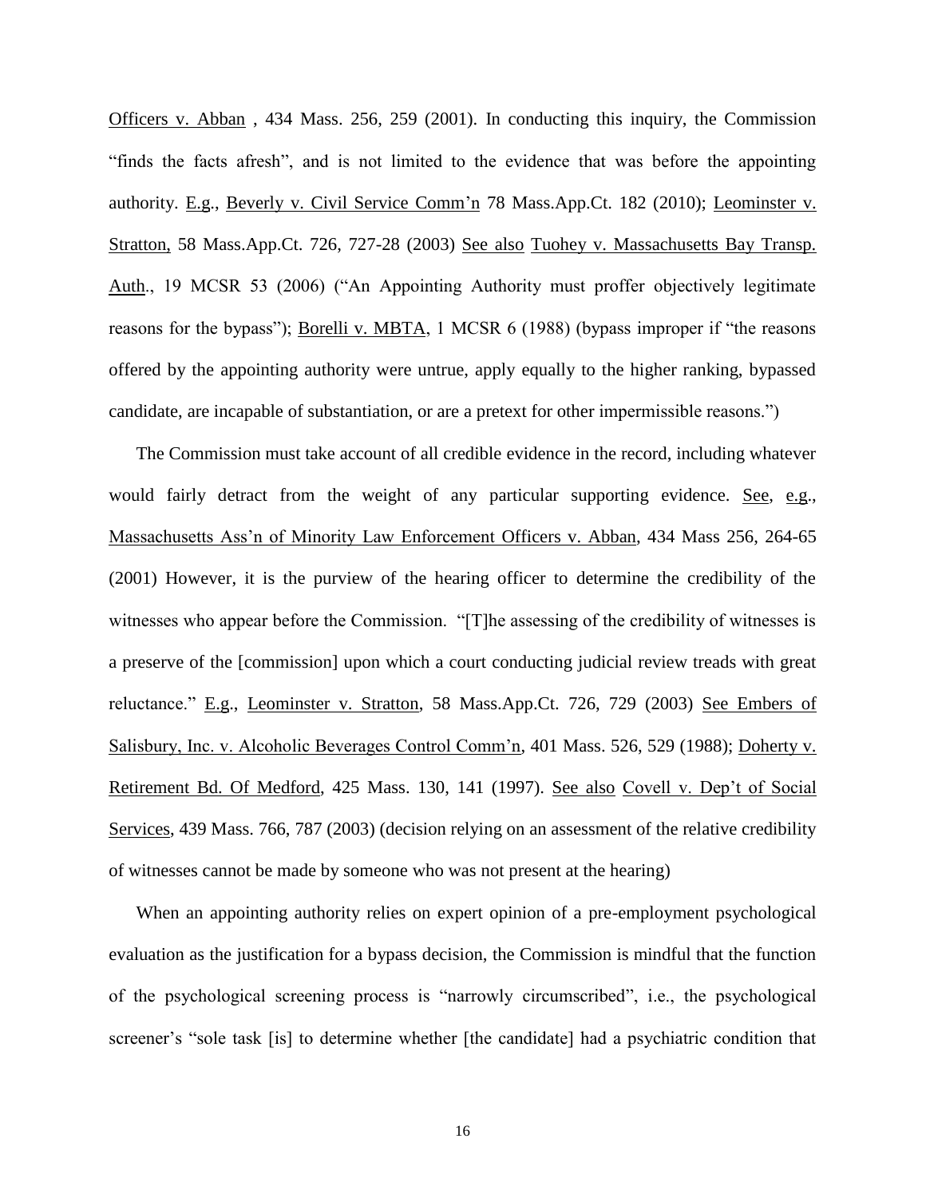Officers v. Abban , 434 Mass. 256, 259 (2001). In conducting this inquiry, the Commission "finds the facts afresh", and is not limited to the evidence that was before the appointing authority. E.g., Beverly v. Civil Service Comm'n 78 Mass.App.Ct. 182 (2010); Leominster v. Stratton, 58 Mass.App.Ct. 726, 727-28 (2003) See also Tuohey v. Massachusetts Bay Transp. Auth., 19 MCSR 53 (2006) ("An Appointing Authority must proffer objectively legitimate reasons for the bypass"); Borelli v. MBTA, 1 MCSR 6 (1988) (bypass improper if "the reasons offered by the appointing authority were untrue, apply equally to the higher ranking, bypassed candidate, are incapable of substantiation, or are a pretext for other impermissible reasons.")

The Commission must take account of all credible evidence in the record, including whatever would fairly detract from the weight of any particular supporting evidence. See, e.g., Massachusetts Ass'n of Minority Law Enforcement Officers v. Abban, 434 Mass 256, 264-65 (2001) However, it is the purview of the hearing officer to determine the credibility of the witnesses who appear before the Commission. "[T]he assessing of the credibility of witnesses is a preserve of the [commission] upon which a court conducting judicial review treads with great reluctance." E.g., Leominster v. Stratton, 58 Mass.App.Ct. 726, 729 (2003) See Embers of Salisbury, Inc. v. Alcoholic Beverages Control Comm'n, 401 Mass. 526, 529 (1988); Doherty v. Retirement Bd. Of Medford, 425 Mass. 130, 141 (1997). See also Covell v. Dep't of Social Services, 439 Mass. 766, 787 (2003) (decision relying on an assessment of the relative credibility of witnesses cannot be made by someone who was not present at the hearing)

When an appointing authority relies on expert opinion of a pre-employment psychological evaluation as the justification for a bypass decision, the Commission is mindful that the function of the psychological screening process is "narrowly circumscribed", i.e., the psychological screener's "sole task [is] to determine whether [the candidate] had a psychiatric condition that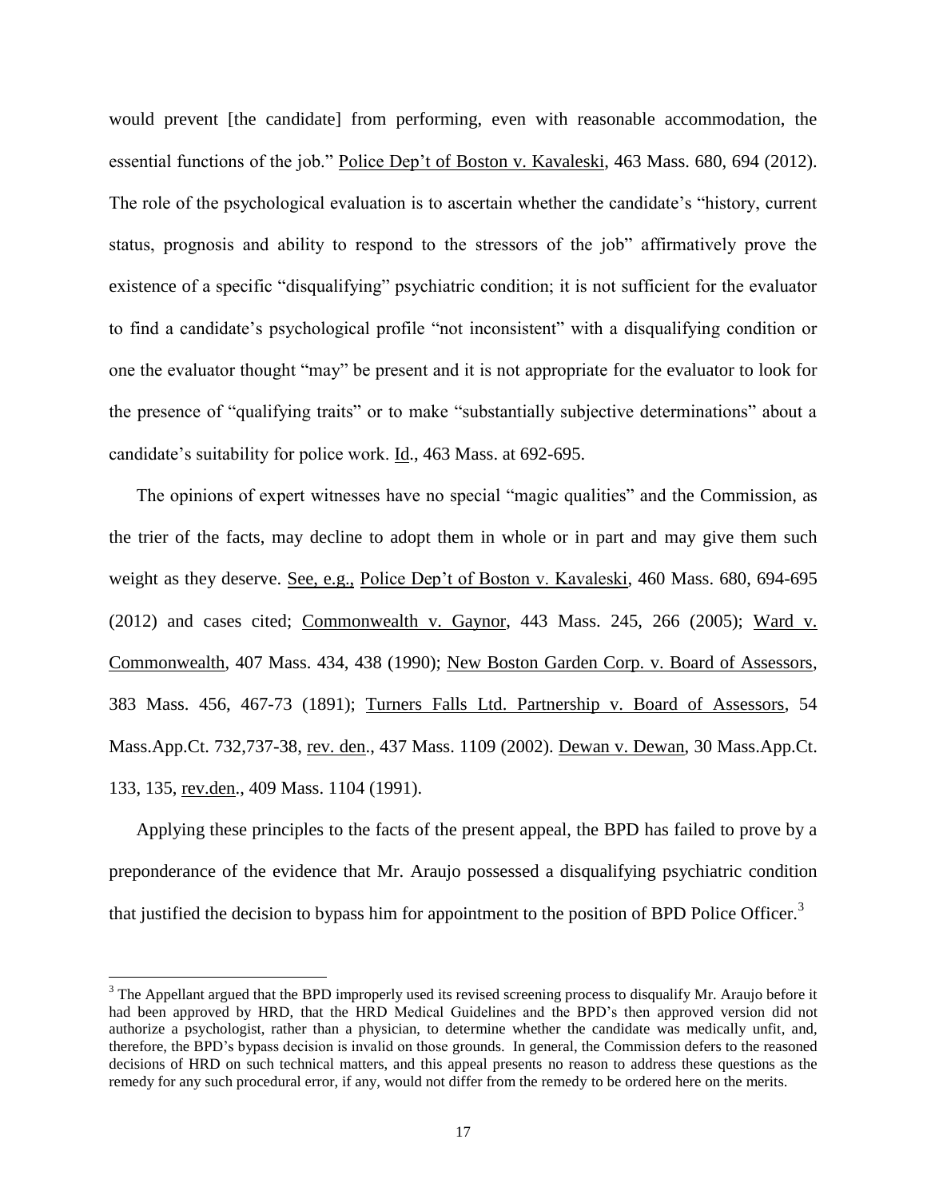would prevent [the candidate] from performing, even with reasonable accommodation, the essential functions of the job." Police Dep't of Boston v. Kavaleski, 463 Mass. 680, 694 (2012). The role of the psychological evaluation is to ascertain whether the candidate's "history, current status, prognosis and ability to respond to the stressors of the job" affirmatively prove the existence of a specific "disqualifying" psychiatric condition; it is not sufficient for the evaluator to find a candidate's psychological profile "not inconsistent" with a disqualifying condition or one the evaluator thought "may" be present and it is not appropriate for the evaluator to look for the presence of "qualifying traits" or to make "substantially subjective determinations" about a candidate's suitability for police work. Id., 463 Mass. at 692-695.

The opinions of expert witnesses have no special "magic qualities" and the Commission, as the trier of the facts, may decline to adopt them in whole or in part and may give them such weight as they deserve. See, e.g., Police Dep't of Boston v. Kavaleski, 460 Mass. 680, 694-695 (2012) and cases cited; Commonwealth v. Gaynor, 443 Mass. 245, 266 (2005); Ward v. Commonwealth, 407 Mass. 434, 438 (1990); New Boston Garden Corp. v. Board of Assessors, 383 Mass. 456, 467-73 (1891); Turners Falls Ltd. Partnership v. Board of Assessors, 54 Mass.App.Ct. 732,737-38, rev. den., 437 Mass. 1109 (2002). Dewan v. Dewan, 30 Mass.App.Ct. 133, 135, rev.den., 409 Mass. 1104 (1991).

Applying these principles to the facts of the present appeal, the BPD has failed to prove by a preponderance of the evidence that Mr. Araujo possessed a disqualifying psychiatric condition that justified the decision to bypass him for appointment to the position of BPD Police Officer.[3]

---

[3] The Appellant argued that the BPD improperly used its revised screening process to disqualify Mr. Araujo before it had been approved by HRD, that the HRD Medical Guidelines and the BPD's then approved version did not authorize a psychologist, rather than a physician, to determine whether the candidate was medically unfit, and, therefore, the BPD's bypass decision is invalid on those grounds. In general, the Commission defers to the reasoned decisions of HRD on such technical matters, and this appeal presents no reason to address these questions as the remedy for any such procedural error, if any, would not differ from the remedy to be ordered here on the merits.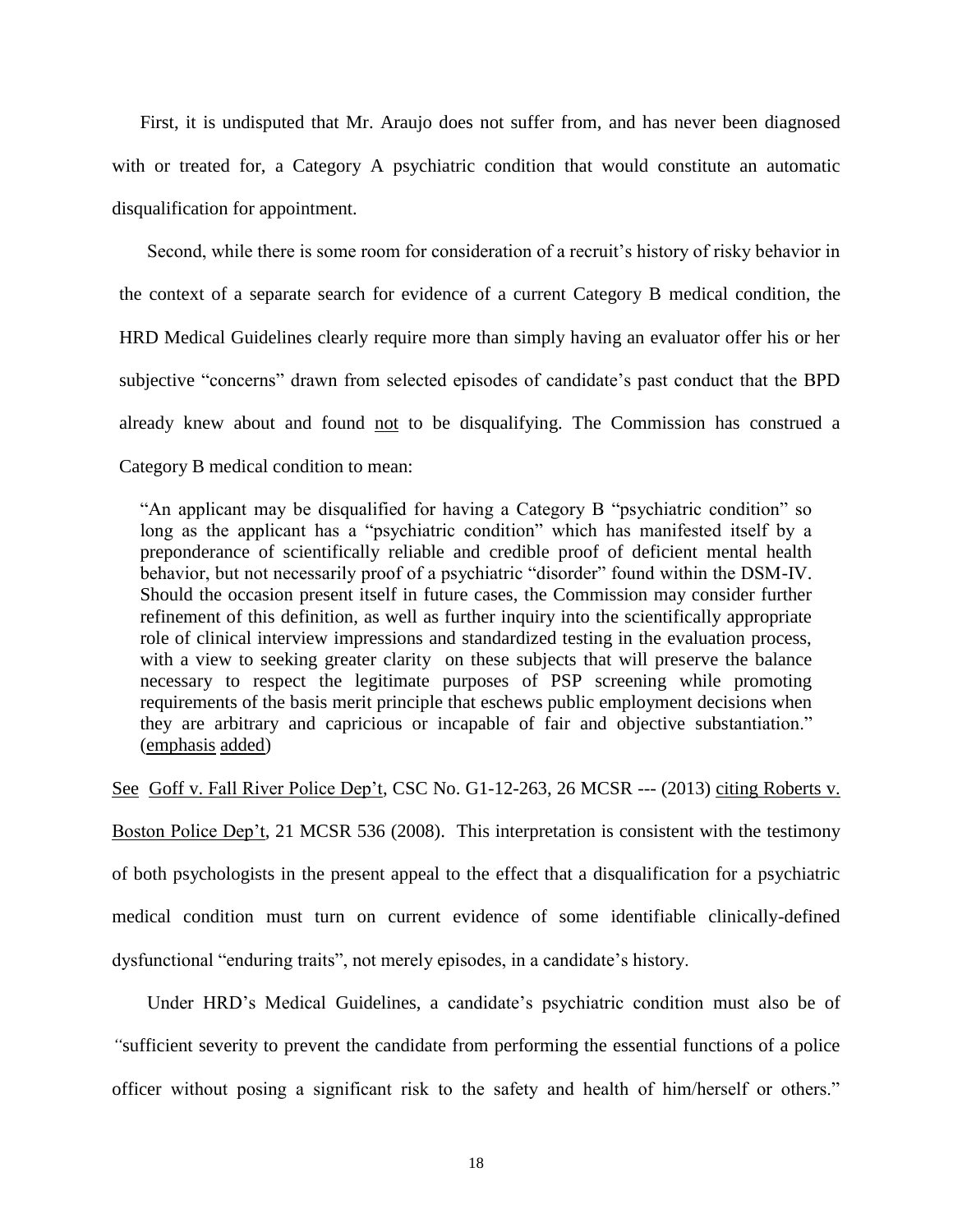First, it is undisputed that Mr. Araujo does not suffer from, and has never been diagnosed with or treated for, a Category A psychiatric condition that would constitute an automatic disqualification for appointment.

Second, while there is some room for consideration of a recruit's history of risky behavior in the context of a separate search for evidence of a current Category B medical condition, the HRD Medical Guidelines clearly require more than simply having an evaluator offer his or her subjective "concerns" drawn from selected episodes of candidate's past conduct that the BPD already knew about and found <u>not</u> to be disqualifying. The Commission has construed a Category B medical condition to mean:

> "An applicant may be disqualified for having a Category B "psychiatric condition" so long as the applicant has a "psychiatric condition" which has manifested itself by a preponderance of scientifically reliable and credible proof of deficient mental health behavior, but not necessarily proof of a psychiatric "disorder" found within the DSM-IV. Should the occasion present itself in future cases, the Commission may consider further refinement of this definition, as well as further inquiry into the scientifically appropriate role of clinical interview impressions and standardized testing in the evaluation process, with a view to seeking greater clarity on these subjects that will preserve the balance necessary to respect the legitimate purposes of PSP screening while promoting requirements of the basis merit principle that eschews public employment decisions when they are arbitrary and capricious or incapable of fair and objective substantiation." (<u>emphasis added</u>)

<u>See</u> <u>Goff v. Fall River Police Dep't</u>, CSC No. G1-12-263, 26 MCSR --- (2013) <u>citing Roberts v. Boston Police Dep't</u>, 21 MCSR 536 (2008). This interpretation is consistent with the testimony of both psychologists in the present appeal to the effect that a disqualification for a psychiatric medical condition must turn on current evidence of some identifiable clinically-defined dysfunctional "enduring traits", not merely episodes, in a candidate's history.

Under HRD's Medical Guidelines, a candidate's psychiatric condition must also be of "sufficient severity to prevent the candidate from performing the essential functions of a police officer without posing a significant risk to the safety and health of him/herself or others."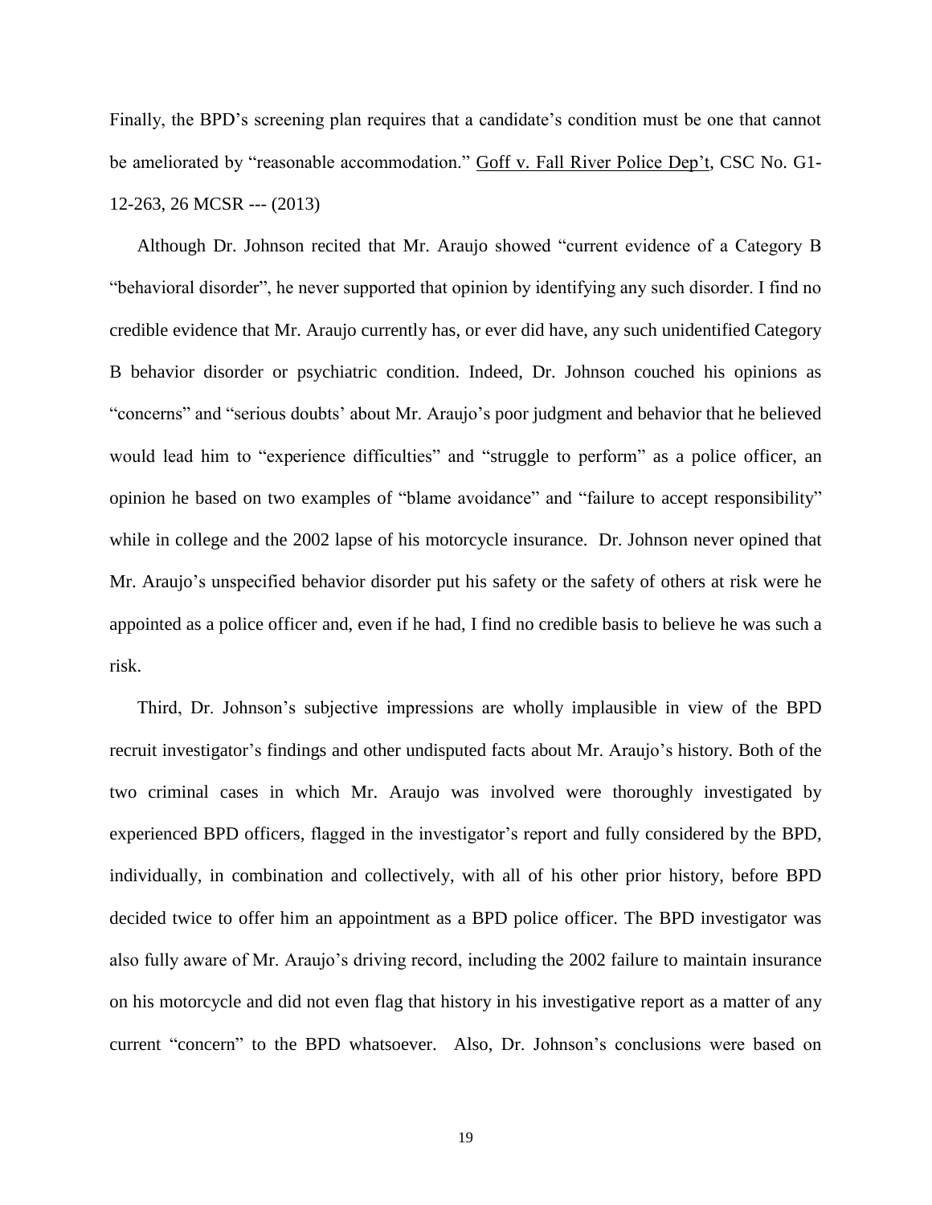Finally, the BPD's screening plan requires that a candidate's condition must be one that cannot be ameliorated by "reasonable accommodation." Goff v. Fall River Police Dep't, CSC No. G1-12-263, 26 MCSR --- (2013)

Although Dr. Johnson recited that Mr. Araujo showed "current evidence of a Category B "behavioral disorder", he never supported that opinion by identifying any such disorder. I find no credible evidence that Mr. Araujo currently has, or ever did have, any such unidentified Category B behavior disorder or psychiatric condition. Indeed, Dr. Johnson couched his opinions as "concerns" and "serious doubts' about Mr. Araujo's poor judgment and behavior that he believed would lead him to "experience difficulties" and "struggle to perform" as a police officer, an opinion he based on two examples of "blame avoidance" and "failure to accept responsibility" while in college and the 2002 lapse of his motorcycle insurance. Dr. Johnson never opined that Mr. Araujo's unspecified behavior disorder put his safety or the safety of others at risk were he appointed as a police officer and, even if he had, I find no credible basis to believe he was such a risk.

Third, Dr. Johnson's subjective impressions are wholly implausible in view of the BPD recruit investigator's findings and other undisputed facts about Mr. Araujo's history. Both of the two criminal cases in which Mr. Araujo was involved were thoroughly investigated by experienced BPD officers, flagged in the investigator's report and fully considered by the BPD, individually, in combination and collectively, with all of his other prior history, before BPD decided twice to offer him an appointment as a BPD police officer. The BPD investigator was also fully aware of Mr. Araujo's driving record, including the 2002 failure to maintain insurance on his motorcycle and did not even flag that history in his investigative report as a matter of any current "concern" to the BPD whatsoever. Also, Dr. Johnson's conclusions were based on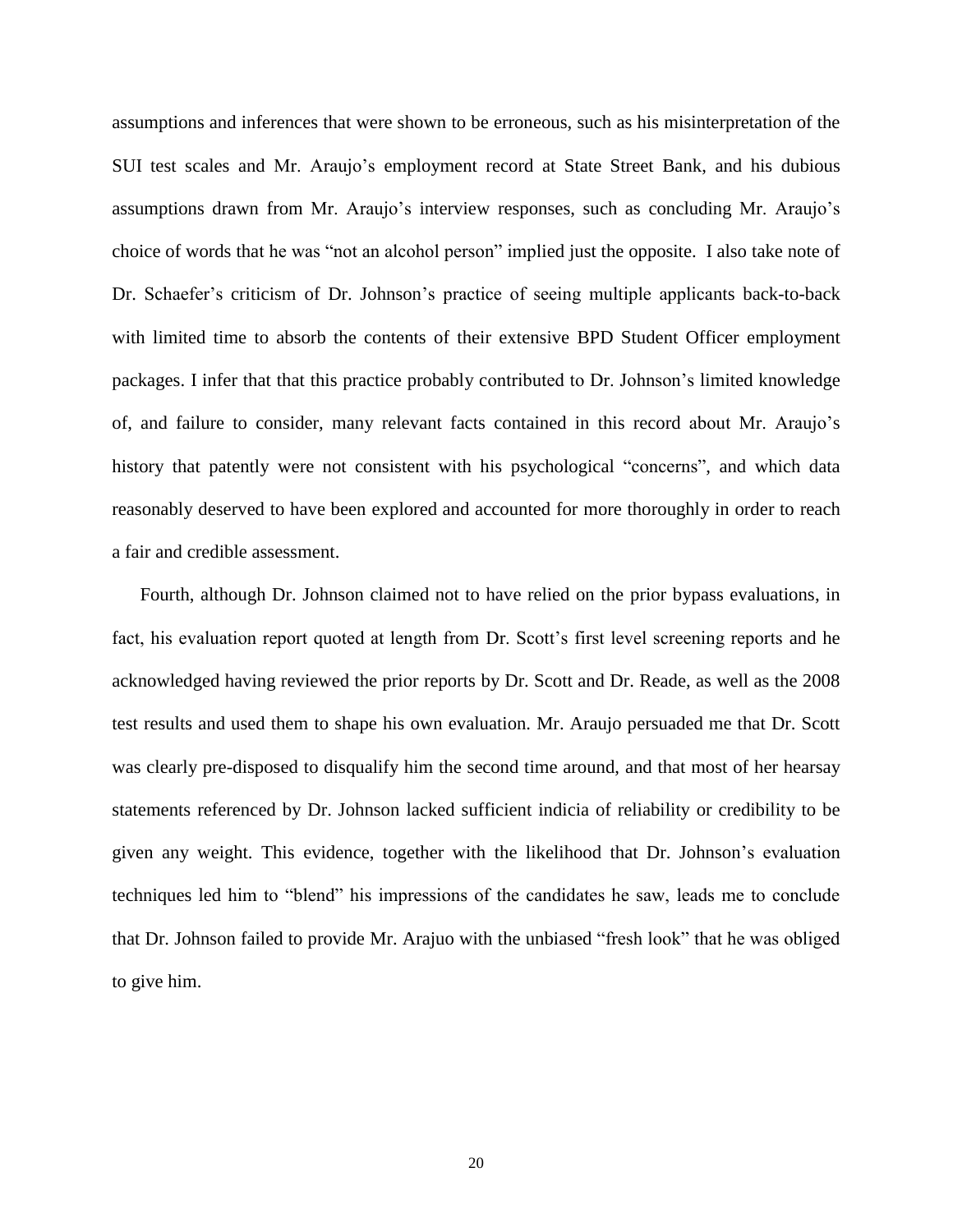assumptions and inferences that were shown to be erroneous, such as his misinterpretation of the SUI test scales and Mr. Araujo's employment record at State Street Bank, and his dubious assumptions drawn from Mr. Araujo's interview responses, such as concluding Mr. Araujo's choice of words that he was "not an alcohol person" implied just the opposite. I also take note of Dr. Schaefer's criticism of Dr. Johnson's practice of seeing multiple applicants back-to-back with limited time to absorb the contents of their extensive BPD Student Officer employment packages. I infer that that this practice probably contributed to Dr. Johnson's limited knowledge of, and failure to consider, many relevant facts contained in this record about Mr. Araujo's history that patently were not consistent with his psychological "concerns", and which data reasonably deserved to have been explored and accounted for more thoroughly in order to reach a fair and credible assessment.

Fourth, although Dr. Johnson claimed not to have relied on the prior bypass evaluations, in fact, his evaluation report quoted at length from Dr. Scott's first level screening reports and he acknowledged having reviewed the prior reports by Dr. Scott and Dr. Reade, as well as the 2008 test results and used them to shape his own evaluation. Mr. Araujo persuaded me that Dr. Scott was clearly pre-disposed to disqualify him the second time around, and that most of her hearsay statements referenced by Dr. Johnson lacked sufficient indicia of reliability or credibility to be given any weight. This evidence, together with the likelihood that Dr. Johnson's evaluation techniques led him to "blend" his impressions of the candidates he saw, leads me to conclude that Dr. Johnson failed to provide Mr. Arajuo with the unbiased "fresh look" that he was obliged to give him.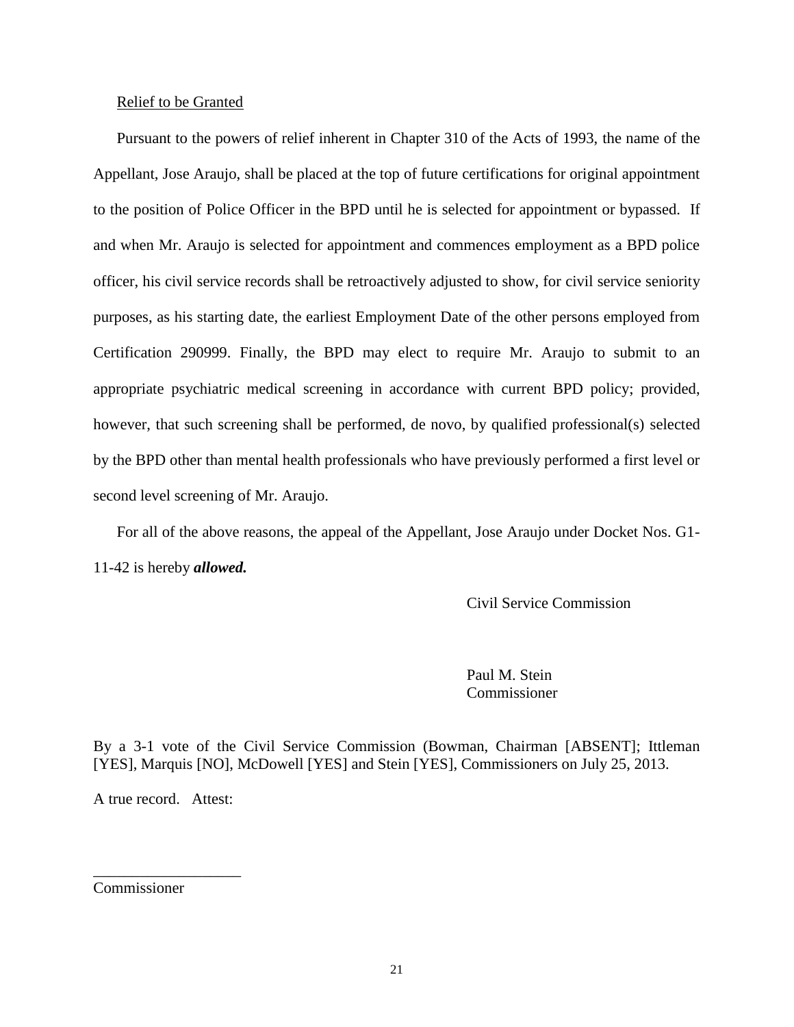Relief to be Granted

Pursuant to the powers of relief inherent in Chapter 310 of the Acts of 1993, the name of the Appellant, Jose Araujo, shall be placed at the top of future certifications for original appointment to the position of Police Officer in the BPD until he is selected for appointment or bypassed. If and when Mr. Araujo is selected for appointment and commences employment as a BPD police officer, his civil service records shall be retroactively adjusted to show, for civil service seniority purposes, as his starting date, the earliest Employment Date of the other persons employed from Certification 290999. Finally, the BPD may elect to require Mr. Araujo to submit to an appropriate psychiatric medical screening in accordance with current BPD policy; provided, however, that such screening shall be performed, de novo, by qualified professional(s) selected by the BPD other than mental health professionals who have previously performed a first level or second level screening of Mr. Araujo.

For all of the above reasons, the appeal of the Appellant, Jose Araujo under Docket Nos. G1-11-42 is hereby ***allowed.***

Civil Service Commission

Paul M. Stein
Commissioner

By a 3-1 vote of the Civil Service Commission (Bowman, Chairman [ABSENT]; Ittleman [YES], Marquis [NO], McDowell [YES] and Stein [YES], Commissioners on July 25, 2013.

A true record. Attest:

___________________
Commissioner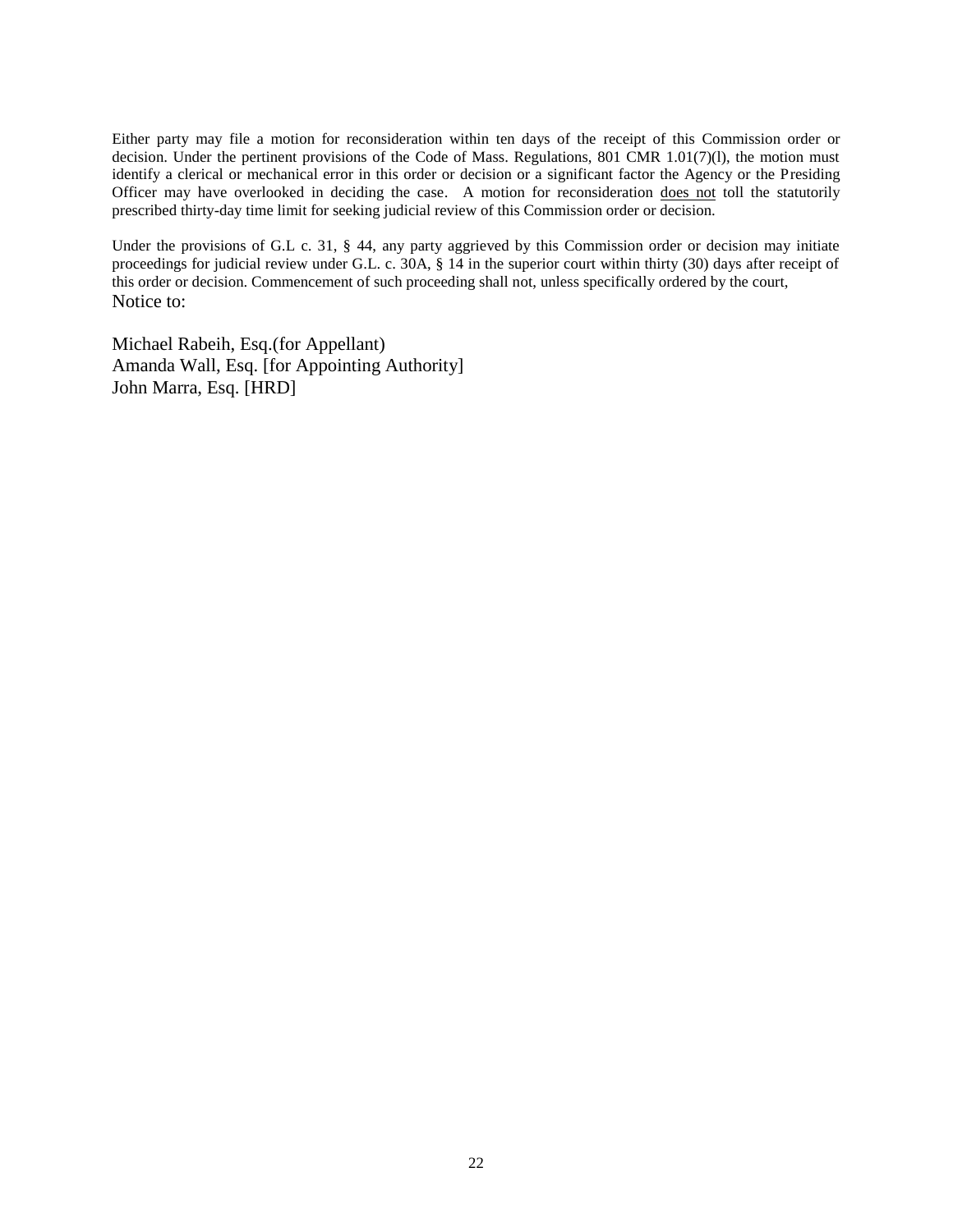Either party may file a motion for reconsideration within ten days of the receipt of this Commission order or decision. Under the pertinent provisions of the Code of Mass. Regulations, 801 CMR 1.01(7)(l), the motion must identify a clerical or mechanical error in this order or decision or a significant factor the Agency or the Presiding Officer may have overlooked in deciding the case. A motion for reconsideration does not toll the statutorily prescribed thirty-day time limit for seeking judicial review of this Commission order or decision.

Under the provisions of G.L c. 31, § 44, any party aggrieved by this Commission order or decision may initiate proceedings for judicial review under G.L. c. 30A, § 14 in the superior court within thirty (30) days after receipt of this order or decision. Commencement of such proceeding shall not, unless specifically ordered by the court,
Notice to:

Michael Rabeih, Esq.(for Appellant)
Amanda Wall, Esq. [for Appointing Authority]
John Marra, Esq. [HRD]